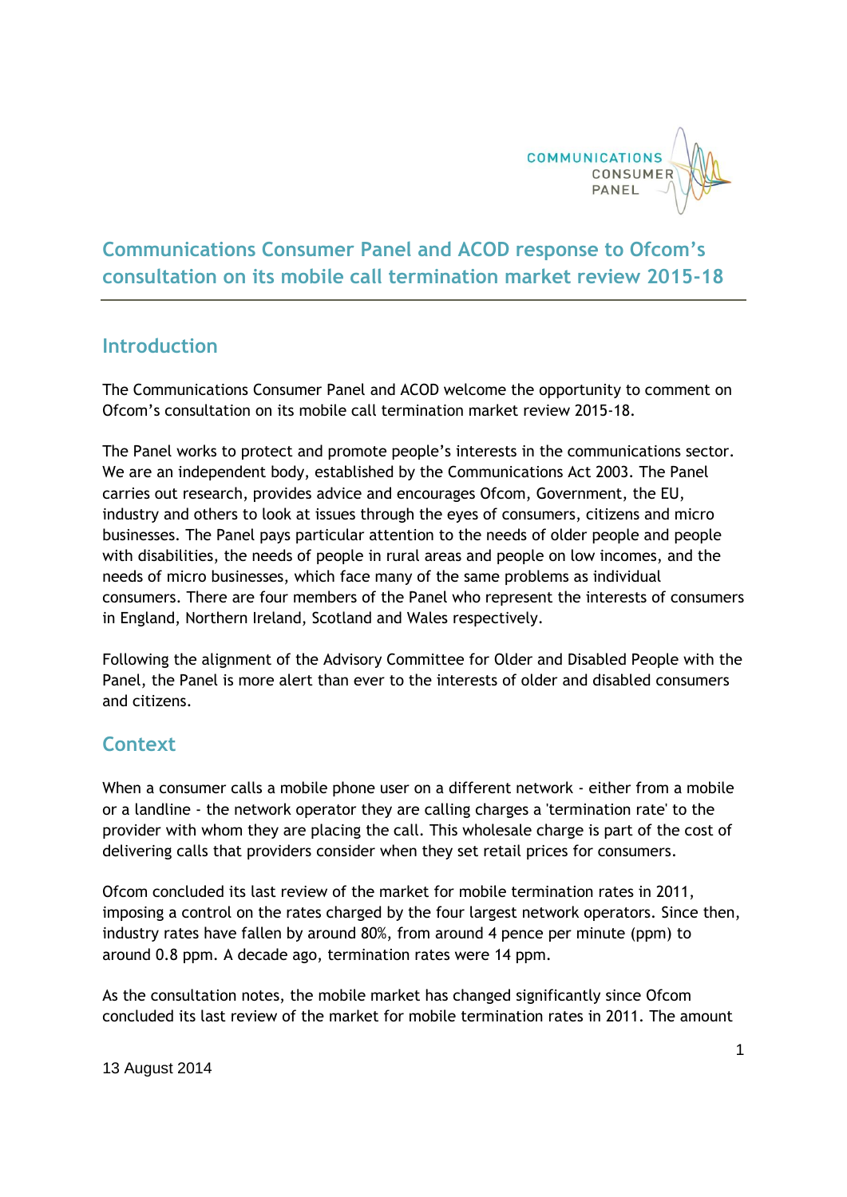# Communications Consumer Panel and ACOD response to Ofcom's consultation on its mobile call termination market review 2015-18

## Introduction

The Communications Consumer Panel and ACOD welcome the opportunity to comment on Ofcom's consultation on its mobile call termination market review 2015-18.

The Panel works to protect and promote people's interests in the communications sector. We are an independent body, established by the Communications Act 2003. The Panel carries out research, provides advice and encourages Ofcom, Government, the EU, industry and others to look at issues through the eyes of consumers, citizens and micro businesses. The Panel pays particular attention to the needs of older people and people with disabilities, the needs of people in rural areas and people on low incomes, and the needs of micro businesses, which face many of the same problems as individual consumers. There are four members of the Panel who represent the interests of consumers in England, Northern Ireland, Scotland and Wales respectively.

Following the alignment of the Advisory Committee for Older and Disabled People with the Panel, the Panel is more alert than ever to the interests of older and disabled consumers and citizens.

## Context

When a consumer calls a mobile phone user on a different network - either from a mobile or a landline - the network operator they are calling charges a 'termination rate' to the provider with whom they are placing the call. This wholesale charge is part of the cost of delivering calls that providers consider when they set retail prices for consumers.

Ofcom concluded its last review of the market for mobile termination rates in 2011, imposing a control on the rates charged by the four largest network operators. Since then, industry rates have fallen by around 80%, from around 4 pence per minute (ppm) to around 0.8 ppm. A decade ago, termination rates were 14 ppm.

As the consultation notes, the mobile market has changed significantly since Ofcom concluded its last review of the market for mobile termination rates in 2011. The amount

13 August 2014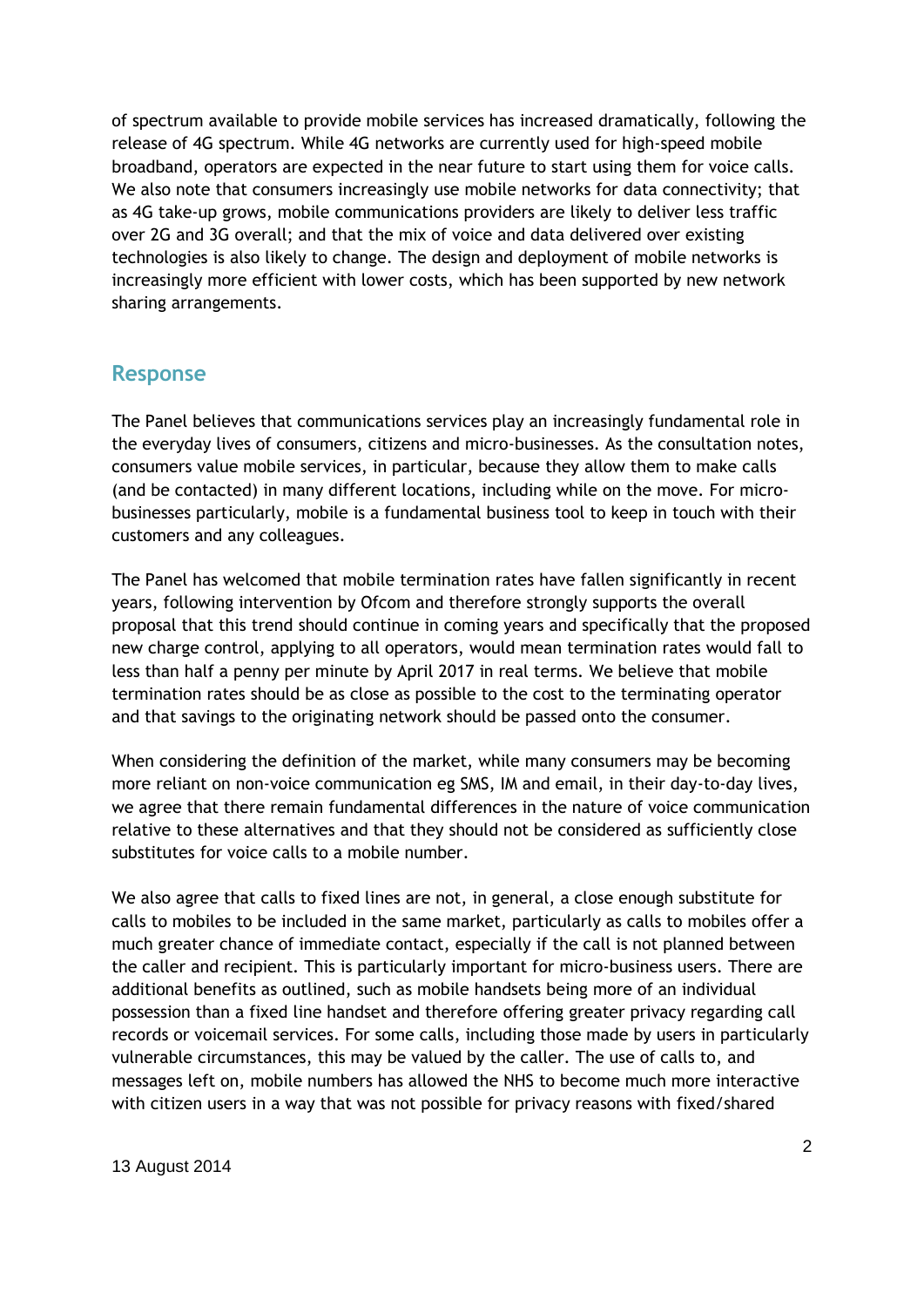of spectrum available to provide mobile services has increased dramatically, following the release of 4G spectrum. While 4G networks are currently used for high-speed mobile broadband, operators are expected in the near future to start using them for voice calls. We also note that consumers increasingly use mobile networks for data connectivity; that as 4G take-up grows, mobile communications providers are likely to deliver less traffic over 2G and 3G overall; and that the mix of voice and data delivered over existing technologies is also likely to change. The design and deployment of mobile networks is increasingly more efficient with lower costs, which has been supported by new network sharing arrangements.

## Response

The Panel believes that communications services play an increasingly fundamental role in the everyday lives of consumers, citizens and micro-businesses. As the consultation notes, consumers value mobile services, in particular, because they allow them to make calls (and be contacted) in many different locations, including while on the move. For micro-businesses particularly, mobile is a fundamental business tool to keep in touch with their customers and any colleagues.

The Panel has welcomed that mobile termination rates have fallen significantly in recent years, following intervention by Ofcom and therefore strongly supports the overall proposal that this trend should continue in coming years and specifically that the proposed new charge control, applying to all operators, would mean termination rates would fall to less than half a penny per minute by April 2017 in real terms. We believe that mobile termination rates should be as close as possible to the cost to the terminating operator and that savings to the originating network should be passed onto the consumer.

When considering the definition of the market, while many consumers may be becoming more reliant on non-voice communication eg SMS, IM and email, in their day-to-day lives, we agree that there remain fundamental differences in the nature of voice communication relative to these alternatives and that they should not be considered as sufficiently close substitutes for voice calls to a mobile number.

We also agree that calls to fixed lines are not, in general, a close enough substitute for calls to mobiles to be included in the same market, particularly as calls to mobiles offer a much greater chance of immediate contact, especially if the call is not planned between the caller and recipient. This is particularly important for micro-business users. There are additional benefits as outlined, such as mobile handsets being more of an individual possession than a fixed line handset and therefore offering greater privacy regarding call records or voicemail services. For some calls, including those made by users in particularly vulnerable circumstances, this may be valued by the caller. The use of calls to, and messages left on, mobile numbers has allowed the NHS to become much more interactive with citizen users in a way that was not possible for privacy reasons with fixed/shared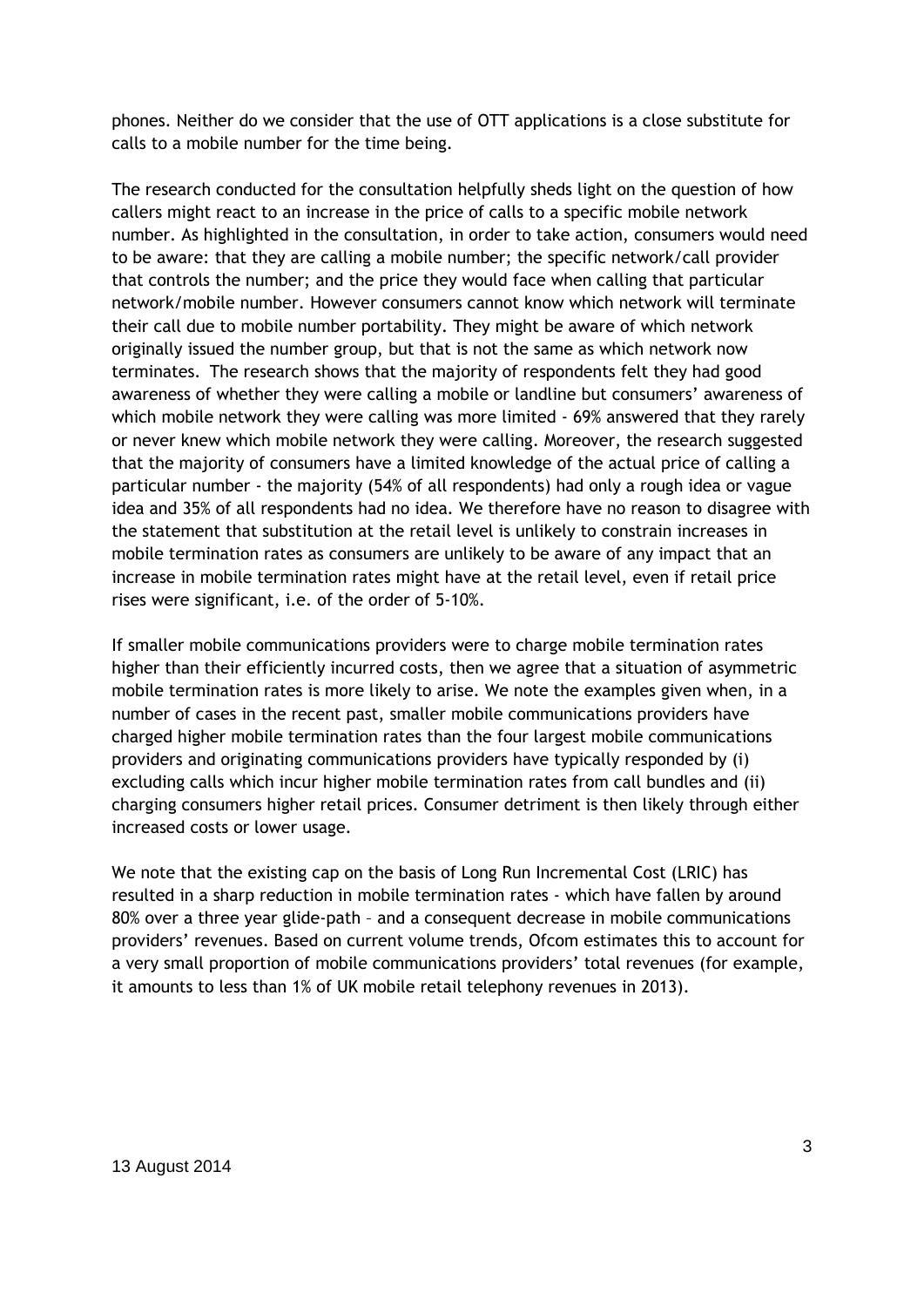phones. Neither do we consider that the use of OTT applications is a close substitute for calls to a mobile number for the time being.

The research conducted for the consultation helpfully sheds light on the question of how callers might react to an increase in the price of calls to a specific mobile network number. As highlighted in the consultation, in order to take action, consumers would need to be aware: that they are calling a mobile number; the specific network/call provider that controls the number; and the price they would face when calling that particular network/mobile number. However consumers cannot know which network will terminate their call due to mobile number portability. They might be aware of which network originally issued the number group, but that is not the same as which network now terminates. The research shows that the majority of respondents felt they had good awareness of whether they were calling a mobile or landline but consumers' awareness of which mobile network they were calling was more limited - 69% answered that they rarely or never knew which mobile network they were calling. Moreover, the research suggested that the majority of consumers have a limited knowledge of the actual price of calling a particular number - the majority (54% of all respondents) had only a rough idea or vague idea and 35% of all respondents had no idea. We therefore have no reason to disagree with the statement that substitution at the retail level is unlikely to constrain increases in mobile termination rates as consumers are unlikely to be aware of any impact that an increase in mobile termination rates might have at the retail level, even if retail price rises were significant, i.e. of the order of 5-10%.

If smaller mobile communications providers were to charge mobile termination rates higher than their efficiently incurred costs, then we agree that a situation of asymmetric mobile termination rates is more likely to arise. We note the examples given when, in a number of cases in the recent past, smaller mobile communications providers have charged higher mobile termination rates than the four largest mobile communications providers and originating communications providers have typically responded by (i) excluding calls which incur higher mobile termination rates from call bundles and (ii) charging consumers higher retail prices. Consumer detriment is then likely through either increased costs or lower usage.

We note that the existing cap on the basis of Long Run Incremental Cost (LRIC) has resulted in a sharp reduction in mobile termination rates - which have fallen by around 80% over a three year glide-path – and a consequent decrease in mobile communications providers' revenues. Based on current volume trends, Ofcom estimates this to account for a very small proportion of mobile communications providers' total revenues (for example, it amounts to less than 1% of UK mobile retail telephony revenues in 2013).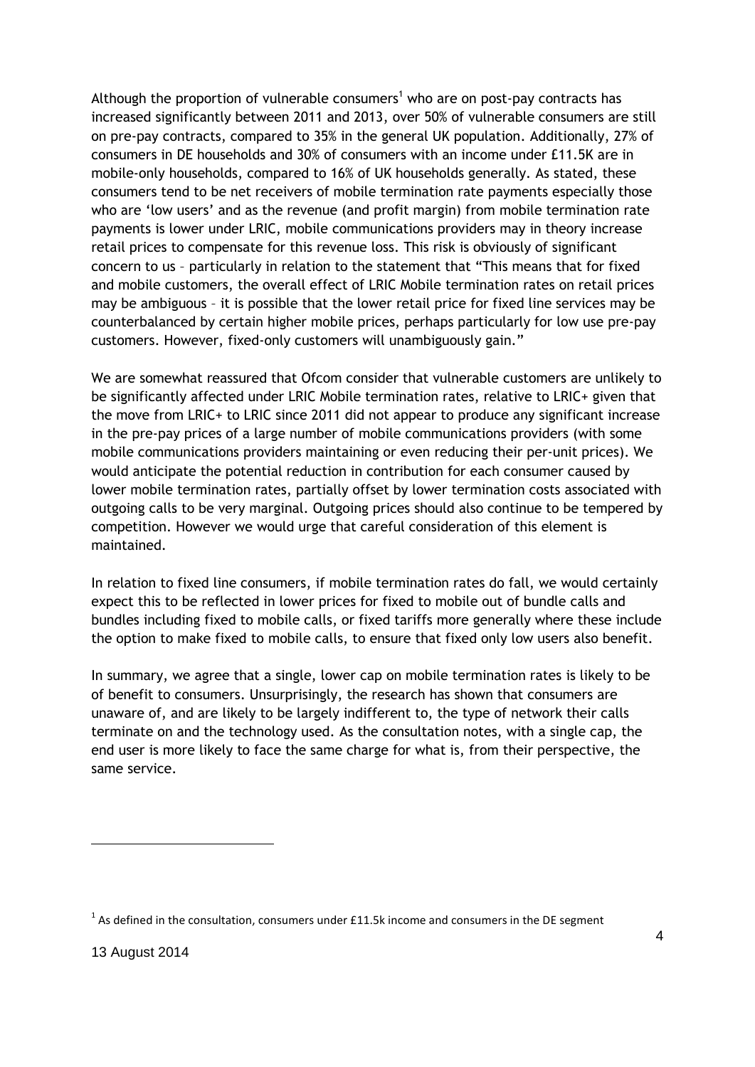Although the proportion of vulnerable consumers[1] who are on post-pay contracts has increased significantly between 2011 and 2013, over 50% of vulnerable consumers are still on pre-pay contracts, compared to 35% in the general UK population. Additionally, 27% of consumers in DE households and 30% of consumers with an income under £11.5K are in mobile-only households, compared to 16% of UK households generally. As stated, these consumers tend to be net receivers of mobile termination rate payments especially those who are 'low users' and as the revenue (and profit margin) from mobile termination rate payments is lower under LRIC, mobile communications providers may in theory increase retail prices to compensate for this revenue loss. This risk is obviously of significant concern to us – particularly in relation to the statement that "This means that for fixed and mobile customers, the overall effect of LRIC Mobile termination rates on retail prices may be ambiguous – it is possible that the lower retail price for fixed line services may be counterbalanced by certain higher mobile prices, perhaps particularly for low use pre-pay customers. However, fixed-only customers will unambiguously gain."

We are somewhat reassured that Ofcom consider that vulnerable customers are unlikely to be significantly affected under LRIC Mobile termination rates, relative to LRIC+ given that the move from LRIC+ to LRIC since 2011 did not appear to produce any significant increase in the pre-pay prices of a large number of mobile communications providers (with some mobile communications providers maintaining or even reducing their per-unit prices). We would anticipate the potential reduction in contribution for each consumer caused by lower mobile termination rates, partially offset by lower termination costs associated with outgoing calls to be very marginal. Outgoing prices should also continue to be tempered by competition. However we would urge that careful consideration of this element is maintained.

In relation to fixed line consumers, if mobile termination rates do fall, we would certainly expect this to be reflected in lower prices for fixed to mobile out of bundle calls and bundles including fixed to mobile calls, or fixed tariffs more generally where these include the option to make fixed to mobile calls, to ensure that fixed only low users also benefit.

In summary, we agree that a single, lower cap on mobile termination rates is likely to be of benefit to consumers. Unsurprisingly, the research has shown that consumers are unaware of, and are likely to be largely indifferent to, the type of network their calls terminate on and the technology used. As the consultation notes, with a single cap, the end user is more likely to face the same charge for what is, from their perspective, the same service.

---

[1] As defined in the consultation, consumers under £11.5k income and consumers in the DE segment